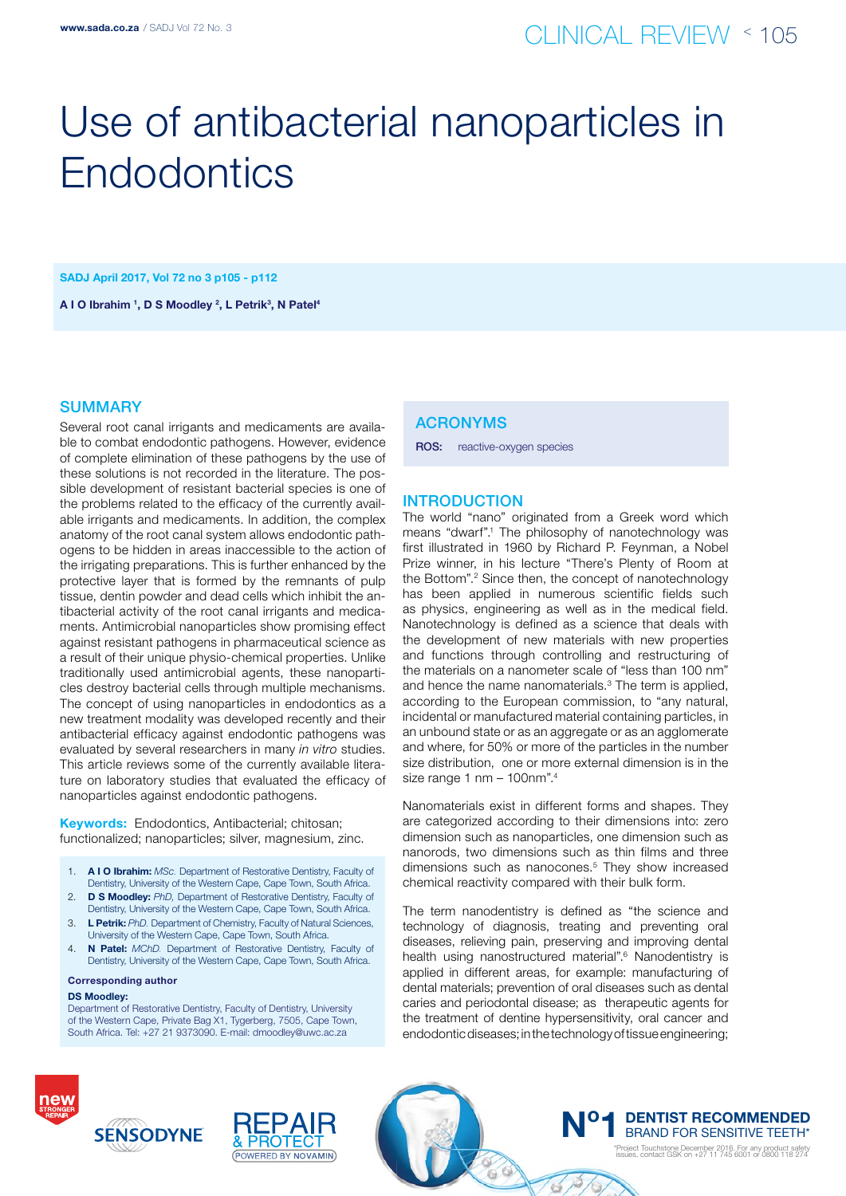# Use of antibacterial nanoparticles in Endodontics

SADJ April 2017, Vol 72 no 3 p105 - p112

**A I O Ibrahim [1], D S Moodley [2], L Petrik[3], N Patel[4]**

## SUMMARY

Several root canal irrigants and medicaments are available to combat endodontic pathogens. However, evidence of complete elimination of these pathogens by the use of these solutions is not recorded in the literature. The possible development of resistant bacterial species is one of the problems related to the efficacy of the currently available irrigants and medicaments. In addition, the complex anatomy of the root canal system allows endodontic pathogens to be hidden in areas inaccessible to the action of the irrigating preparations. This is further enhanced by the protective layer that is formed by the remnants of pulp tissue, dentin powder and dead cells which inhibit the antibacterial activity of the root canal irrigants and medicaments. Antimicrobial nanoparticles show promising effect against resistant pathogens in pharmaceutical science as a result of their unique physio-chemical properties. Unlike traditionally used antimicrobial agents, these nanoparticles destroy bacterial cells through multiple mechanisms. The concept of using nanoparticles in endodontics as a new treatment modality was developed recently and their antibacterial efficacy against endodontic pathogens was evaluated by several researchers in many *in vitro* studies. This article reviews some of the currently available literature on laboratory studies that evaluated the efficacy of nanoparticles against endodontic pathogens.

**Keywords:** Endodontics, Antibacterial; chitosan; functionalized; nanoparticles; silver, magnesium, zinc.

1. **A I O Ibrahim:** *MSc.* Department of Restorative Dentistry, Faculty of Dentistry, University of the Western Cape, Cape Town, South Africa.
2. **D S Moodley:** *PhD,* Department of Restorative Dentistry, Faculty of Dentistry, University of the Western Cape, Cape Town, South Africa.
3. **L Petrik:** *PhD.* Department of Chemistry, Faculty of Natural Sciences, University of the Western Cape, Cape Town, South Africa.
4. **N Patel:** *MChD.* Department of Restorative Dentistry, Faculty of Dentistry, University of the Western Cape, Cape Town, South Africa.

**Corresponding author**

**DS Moodley:**
Department of Restorative Dentistry, Faculty of Dentistry, University of the Western Cape, Private Bag X1, Tygerberg, 7505, Cape Town, South Africa. Tel: +27 21 9373090. E-mail: dmoodley@uwc.ac.za

## ACRONYMS

**ROS:** reactive-oxygen species

## INTRODUCTION

The world "nano" originated from a Greek word which means "dwarf".[1] The philosophy of nanotechnology was first illustrated in 1960 by Richard P. Feynman, a Nobel Prize winner, in his lecture "There's Plenty of Room at the Bottom".[2] Since then, the concept of nanotechnology has been applied in numerous scientific fields such as physics, engineering as well as in the medical field. Nanotechnology is defined as a science that deals with the development of new materials with new properties and functions through controlling and restructuring of the materials on a nanometer scale of "less than 100 nm" and hence the name nanomaterials.[3] The term is applied, according to the European commission, to "any natural, incidental or manufactured material containing particles, in an unbound state or as an aggregate or as an agglomerate and where, for 50% or more of the particles in the number size distribution, one or more external dimension is in the size range 1 nm – 100nm".[4]

Nanomaterials exist in different forms and shapes. They are categorized according to their dimensions into: zero dimension such as nanoparticles, one dimension such as nanorods, two dimensions such as thin films and three dimensions such as nanocones.[5] They show increased chemical reactivity compared with their bulk form.

The term nanodentistry is defined as "the science and technology of diagnosis, treating and preventing oral diseases, relieving pain, preserving and improving dental health using nanostructured material".[6] Nanodentistry is applied in different areas, for example: manufacturing of dental materials; prevention of oral diseases such as dental caries and periodontal disease; as therapeutic agents for the treatment of dentine hypersensitivity, oral cancer and endodontic diseases; in the technology of tissue engineering;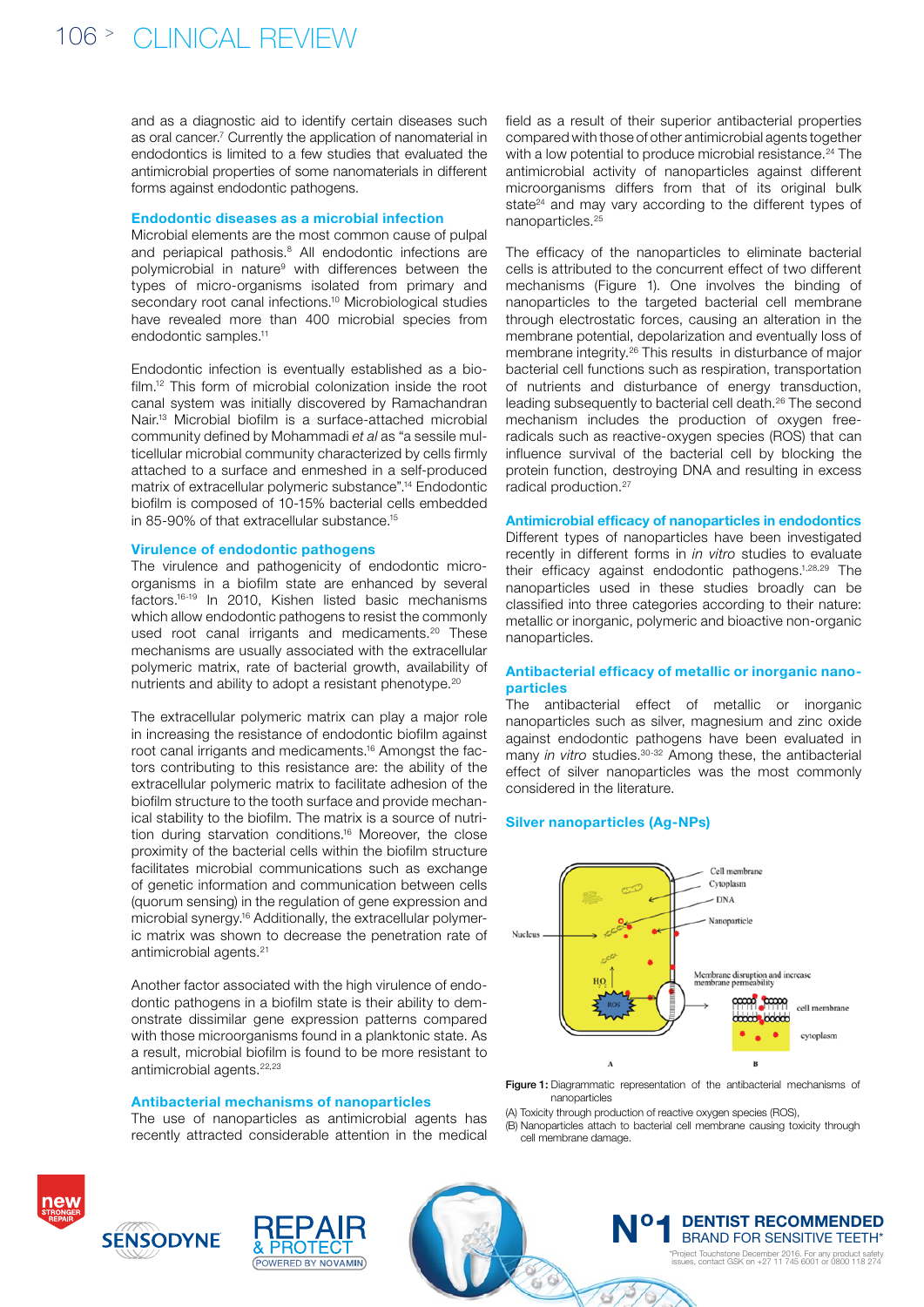and as a diagnostic aid to identify certain diseases such as oral cancer.[7] Currently the application of nanomaterial in endodontics is limited to a few studies that evaluated the antimicrobial properties of some nanomaterials in different forms against endodontic pathogens.

### Endodontic diseases as a microbial infection

Microbial elements are the most common cause of pulpal and periapical pathosis.[8] All endodontic infections are polymicrobial in nature[9] with differences between the types of micro-organisms isolated from primary and secondary root canal infections.[10] Microbiological studies have revealed more than 400 microbial species from endodontic samples.[11]

Endodontic infection is eventually established as a biofilm.[12] This form of microbial colonization inside the root canal system was initially discovered by Ramachandran Nair.[13] Microbial biofilm is a surface-attached microbial community defined by Mohammadi *et al* as "a sessile multicellular microbial community characterized by cells firmly attached to a surface and enmeshed in a self-produced matrix of extracellular polymeric substance".[14] Endodontic biofilm is composed of 10-15% bacterial cells embedded in 85-90% of that extracellular substance.[15]

### Virulence of endodontic pathogens

The virulence and pathogenicity of endodontic microorganisms in a biofilm state are enhanced by several factors.[16-19] In 2010, Kishen listed basic mechanisms which allow endodontic pathogens to resist the commonly used root canal irrigants and medicaments.[20] These mechanisms are usually associated with the extracellular polymeric matrix, rate of bacterial growth, availability of nutrients and ability to adopt a resistant phenotype.[20]

The extracellular polymeric matrix can play a major role in increasing the resistance of endodontic biofilm against root canal irrigants and medicaments.[16] Amongst the factors contributing to this resistance are: the ability of the extracellular polymeric matrix to facilitate adhesion of the biofilm structure to the tooth surface and provide mechanical stability to the biofilm. The matrix is a source of nutrition during starvation conditions.[16] Moreover, the close proximity of the bacterial cells within the biofilm structure facilitates microbial communications such as exchange of genetic information and communication between cells (quorum sensing) in the regulation of gene expression and microbial synergy.[16] Additionally, the extracellular polymeric matrix was shown to decrease the penetration rate of antimicrobial agents.[21]

Another factor associated with the high virulence of endodontic pathogens in a biofilm state is their ability to demonstrate dissimilar gene expression patterns compared with those microorganisms found in a planktonic state. As a result, microbial biofilm is found to be more resistant to antimicrobial agents.[22,23]

### Antibacterial mechanisms of nanoparticles

The use of nanoparticles as antimicrobial agents has recently attracted considerable attention in the medical field as a result of their superior antibacterial properties compared with those of other antimicrobial agents together with a low potential to produce microbial resistance.[24] The antimicrobial activity of nanoparticles against different microorganisms differs from that of its original bulk state[24] and may vary according to the different types of nanoparticles.[25]

The efficacy of the nanoparticles to eliminate bacterial cells is attributed to the concurrent effect of two different mechanisms (Figure 1). One involves the binding of nanoparticles to the targeted bacterial cell membrane through electrostatic forces, causing an alteration in the membrane potential, depolarization and eventually loss of membrane integrity.[26] This results in disturbance of major bacterial cell functions such as respiration, transportation of nutrients and disturbance of energy transduction, leading subsequently to bacterial cell death.[26] The second mechanism includes the production of oxygen free-radicals such as reactive-oxygen species (ROS) that can influence survival of the bacterial cell by blocking the protein function, destroying DNA and resulting in excess radical production.[27]

### Antimicrobial efficacy of nanoparticles in endodontics

Different types of nanoparticles have been investigated recently in different forms in *in vitro* studies to evaluate their efficacy against endodontic pathogens.[1,28,29] The nanoparticles used in these studies broadly can be classified into three categories according to their nature: metallic or inorganic, polymeric and bioactive non-organic nanoparticles.

### Antibacterial efficacy of metallic or inorganic nanoparticles

The antibacterial effect of metallic or inorganic nanoparticles such as silver, magnesium and zinc oxide against endodontic pathogens have been evaluated in many *in vitro* studies.[30-32] Among these, the antibacterial effect of silver nanoparticles was the most commonly considered in the literature.

### Silver nanoparticles (Ag-NPs)

**Figure 1:** Diagrammatic representation of the antibacterial mechanisms of nanoparticles

(A) Toxicity through production of reactive oxygen species (ROS),
(B) Nanoparticles attach to bacterial cell membrane causing toxicity through cell membrane damage.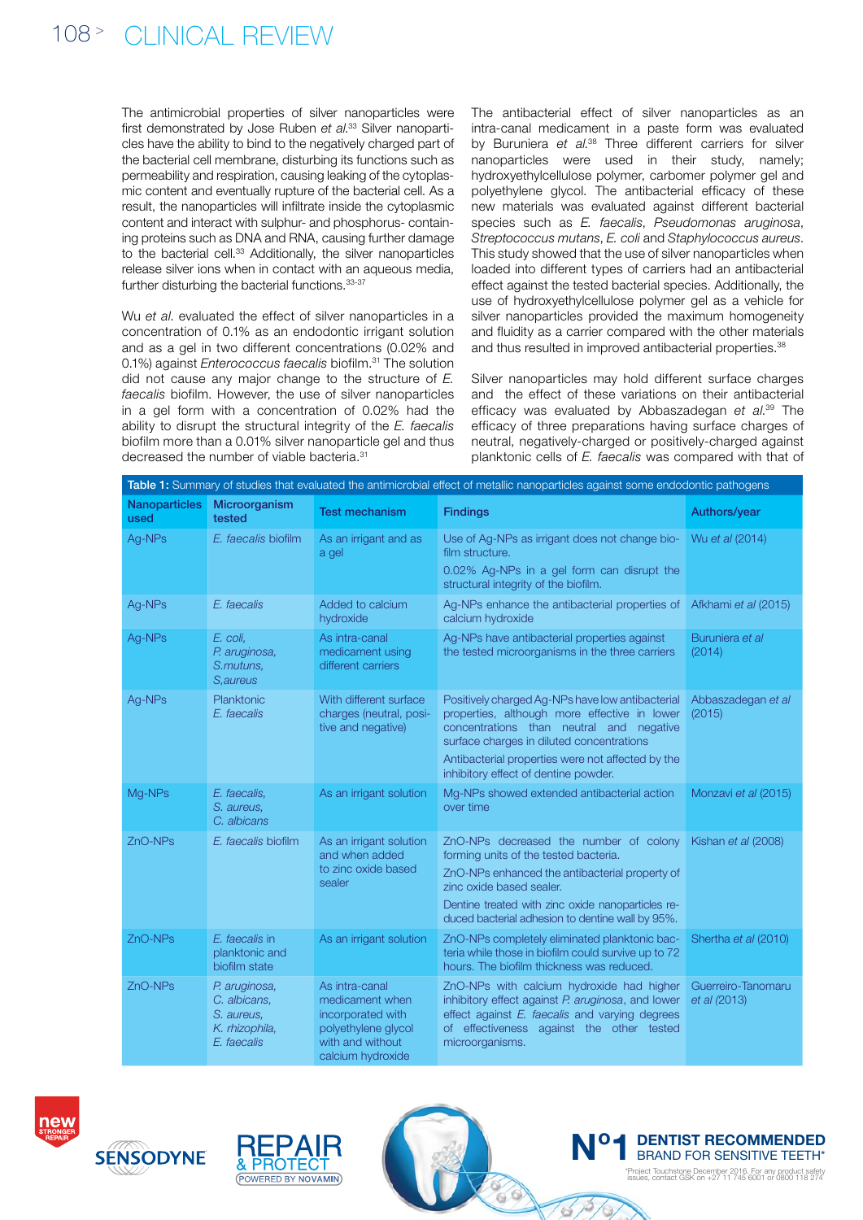The antimicrobial properties of silver nanoparticles were first demonstrated by Jose Ruben *et al.*[33] Silver nanoparticles have the ability to bind to the negatively charged part of the bacterial cell membrane, disturbing its functions such as permeability and respiration, causing leaking of the cytoplasmic content and eventually rupture of the bacterial cell. As a result, the nanoparticles will infiltrate inside the cytoplasmic content and interact with sulphur- and phosphorus- containing proteins such as DNA and RNA, causing further damage to the bacterial cell.[33] Additionally, the silver nanoparticles release silver ions when in contact with an aqueous media, further disturbing the bacterial functions.[33-37]

Wu *et al.* evaluated the effect of silver nanoparticles in a concentration of 0.1% as an endodontic irrigant solution and as a gel in two different concentrations (0.02% and 0.1%) against *Enterococcus faecalis* biofilm.[31] The solution did not cause any major change to the structure of *E. faecalis* biofilm. However, the use of silver nanoparticles in a gel form with a concentration of 0.02% had the ability to disrupt the structural integrity of the *E. faecalis* biofilm more than a 0.01% silver nanoparticle gel and thus decreased the number of viable bacteria.[31]

The antibacterial effect of silver nanoparticles as an intra-canal medicament in a paste form was evaluated by Buruniera *et al.*[38] Three different carriers for silver nanoparticles were used in their study, namely; hydroxyethylcellulose polymer, carbomer polymer gel and polyethylene glycol. The antibacterial efficacy of these new materials was evaluated against different bacterial species such as *E. faecalis*, *Pseudomonas aruginosa*, *Streptococcus mutans*, *E. coli* and *Staphylococcus aureus*. This study showed that the use of silver nanoparticles when loaded into different types of carriers had an antibacterial effect against the tested bacterial species. Additionally, the use of hydroxyethylcellulose polymer gel as a vehicle for silver nanoparticles provided the maximum homogeneity and fluidity as a carrier compared with the other materials and thus resulted in improved antibacterial properties.[38]

Silver nanoparticles may hold different surface charges and the effect of these variations on their antibacterial efficacy was evaluated by Abbaszadegan *et al.*[39] The efficacy of three preparations having surface charges of neutral, negatively-charged or positively-charged against planktonic cells of *E. faecalis* was compared with that of

**Table 1:** Summary of studies that evaluated the antimicrobial effect of metallic nanoparticles against some endodontic pathogens

| Nanoparticles used | Microorganism tested | Test mechanism | Findings | Authors/year |
|---|---|---|---|---|
| Ag-NPs | *E. faecalis* biofilm | As an irrigant and as a gel | Use of Ag-NPs as irrigant does not change biofilm structure. 0.02% Ag-NPs in a gel form can disrupt the structural integrity of the biofilm. | Wu *et al* (2014) |
| Ag-NPs | *E. faecalis* | Added to calcium hydroxide | Ag-NPs enhance the antibacterial properties of calcium hydroxide | Afkhami *et al* (2015) |
| Ag-NPs | *E. coli, P. aruginosa, S.mutuns, S,aureus* | As intra-canal medicament using different carriers | Ag-NPs have antibacterial properties against the tested microorganisms in the three carriers | Buruniera *et al* (2014) |
| Ag-NPs | Planktonic *E. faecalis* | With different surface charges (neutral, positive and negative) | Positively charged Ag-NPs have low antibacterial properties, although more effective in lower concentrations than neutral and negative surface charges in diluted concentrations. Antibacterial properties were not affected by the inhibitory effect of dentine powder. | Abbaszadegan *et al* (2015) |
| Mg-NPs | *E. faecalis, S. aureus, C. albicans* | As an irrigant solution | Mg-NPs showed extended antibacterial action over time | Monzavi *et al* (2015) |
| ZnO-NPs | *E. faecalis* biofilm | As an irrigant solution and when added to zinc oxide based sealer | ZnO-NPs decreased the number of colony forming units of the tested bacteria. ZnO-NPs enhanced the antibacterial property of zinc oxide based sealer. Dentine treated with zinc oxide nanoparticles reduced bacterial adhesion to dentine wall by 95%. | Kishan *et al* (2008) |
| ZnO-NPs | *E. faecalis* in planktonic and biofilm state | As an irrigant solution | ZnO-NPs completely eliminated planktonic bacteria while those in biofilm could survive up to 72 hours. The biofilm thickness was reduced. | Shertha *et al* (2010) |
| ZnO-NPs | *P. aruginosa, C. albicans, S. aureus, K. rhizophila, E. faecalis* | As intra-canal medicament when incorporated with polyethylene glycol with and without calcium hydroxide | ZnO-NPs with calcium hydroxide had higher inhibitory effect against *P. aruginosa*, and lower effect against *E. faecalis* and varying degrees of effectiveness against the other tested microorganisms. | Guerreiro-Tanomaru *et al* (2013) |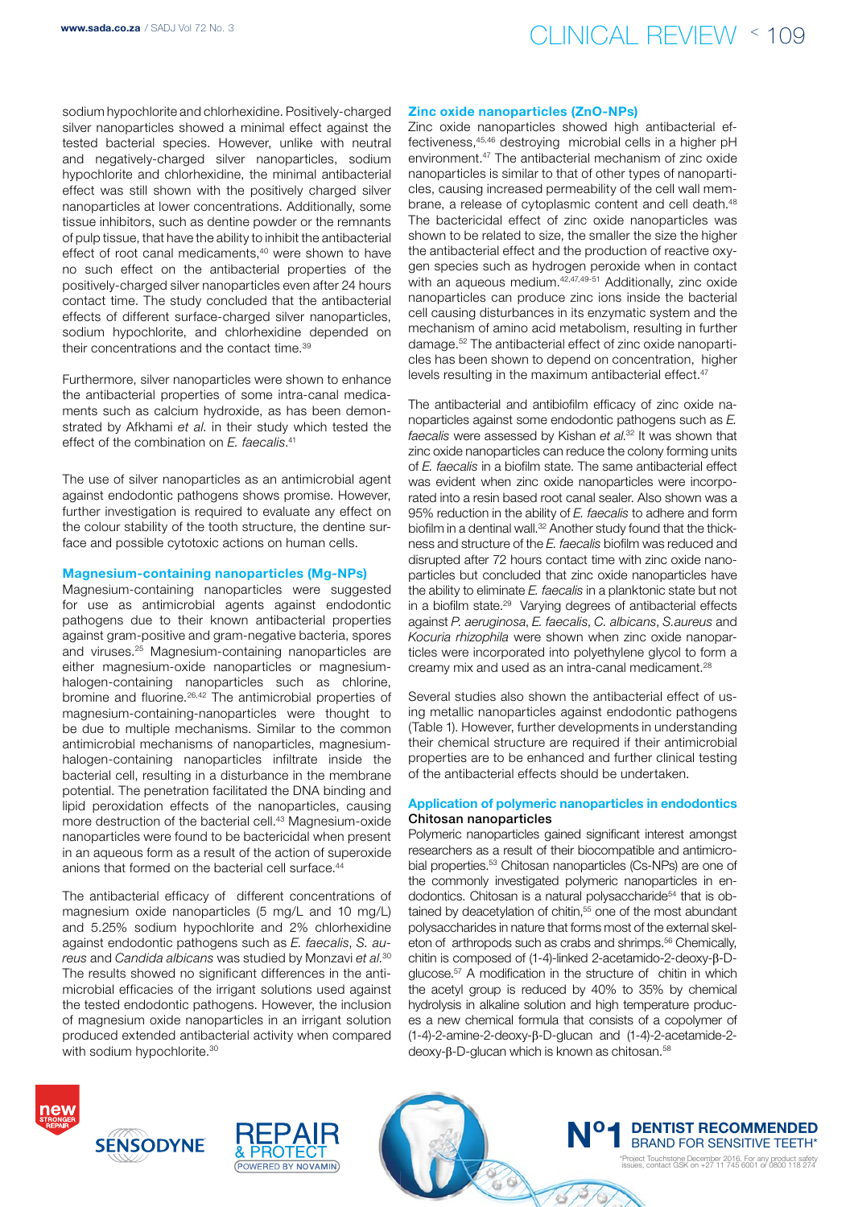sodium hypochlorite and chlorhexidine. Positively-charged silver nanoparticles showed a minimal effect against the tested bacterial species. However, unlike with neutral and negatively-charged silver nanoparticles, sodium hypochlorite and chlorhexidine, the minimal antibacterial effect was still shown with the positively charged silver nanoparticles at lower concentrations. Additionally, some tissue inhibitors, such as dentine powder or the remnants of pulp tissue, that have the ability to inhibit the antibacterial effect of root canal medicaments,[40] were shown to have no such effect on the antibacterial properties of the positively-charged silver nanoparticles even after 24 hours contact time. The study concluded that the antibacterial effects of different surface-charged silver nanoparticles, sodium hypochlorite, and chlorhexidine depended on their concentrations and the contact time.[39]

Furthermore, silver nanoparticles were shown to enhance the antibacterial properties of some intra-canal medicaments such as calcium hydroxide, as has been demonstrated by Afkhami *et al.* in their study which tested the effect of the combination on *E. faecalis*.[41]

The use of silver nanoparticles as an antimicrobial agent against endodontic pathogens shows promise. However, further investigation is required to evaluate any effect on the colour stability of the tooth structure, the dentine surface and possible cytotoxic actions on human cells.

### Magnesium-containing nanoparticles (Mg-NPs)

Magnesium-containing nanoparticles were suggested for use as antimicrobial agents against endodontic pathogens due to their known antibacterial properties against gram-positive and gram-negative bacteria, spores and viruses.[25] Magnesium-containing nanoparticles are either magnesium-oxide nanoparticles or magnesium-halogen-containing nanoparticles such as chlorine, bromine and fluorine.[26,42] The antimicrobial properties of magnesium-containing-nanoparticles were thought to be due to multiple mechanisms. Similar to the common antimicrobial mechanisms of nanoparticles, magnesium-halogen-containing nanoparticles infiltrate inside the bacterial cell, resulting in a disturbance in the membrane potential. The penetration facilitated the DNA binding and lipid peroxidation effects of the nanoparticles, causing more destruction of the bacterial cell.[43] Magnesium-oxide nanoparticles were found to be bactericidal when present in an aqueous form as a result of the action of superoxide anions that formed on the bacterial cell surface.[44]

The antibacterial efficacy of different concentrations of magnesium oxide nanoparticles (5 mg/L and 10 mg/L) and 5.25% sodium hypochlorite and 2% chlorhexidine against endodontic pathogens such as *E. faecalis*, *S. aureus* and *Candida albicans* was studied by Monzavi *et al.*[30] The results showed no significant differences in the antimicrobial efficacies of the irrigant solutions used against the tested endodontic pathogens. However, the inclusion of magnesium oxide nanoparticles in an irrigant solution produced extended antibacterial activity when compared with sodium hypochlorite.[30]

### Zinc oxide nanoparticles (ZnO-NPs)

Zinc oxide nanoparticles showed high antibacterial effectiveness,[45,46] destroying microbial cells in a higher pH environment.[47] The antibacterial mechanism of zinc oxide nanoparticles is similar to that of other types of nanoparticles, causing increased permeability of the cell wall membrane, a release of cytoplasmic content and cell death.[48] The bactericidal effect of zinc oxide nanoparticles was shown to be related to size, the smaller the size the higher the antibacterial effect and the production of reactive oxygen species such as hydrogen peroxide when in contact with an aqueous medium.[42,47,49-51] Additionally, zinc oxide nanoparticles can produce zinc ions inside the bacterial cell causing disturbances in its enzymatic system and the mechanism of amino acid metabolism, resulting in further damage.[52] The antibacterial effect of zinc oxide nanoparticles has been shown to depend on concentration, higher levels resulting in the maximum antibacterial effect.[47]

The antibacterial and antibiofilm efficacy of zinc oxide nanoparticles against some endodontic pathogens such as *E. faecalis* were assessed by Kishan *et al.*[32] It was shown that zinc oxide nanoparticles can reduce the colony forming units of *E. faecalis* in a biofilm state. The same antibacterial effect was evident when zinc oxide nanoparticles were incorporated into a resin based root canal sealer. Also shown was a 95% reduction in the ability of *E. faecalis* to adhere and form biofilm in a dentinal wall.[32] Another study found that the thickness and structure of the *E. faecalis* biofilm was reduced and disrupted after 72 hours contact time with zinc oxide nanoparticles but concluded that zinc oxide nanoparticles have the ability to eliminate *E. faecalis* in a planktonic state but not in a biofilm state.[29] Varying degrees of antibacterial effects against *P. aeruginosa*, *E. faecalis*, *C. albicans*, *S.aureus* and *Kocuria rhizophila* were shown when zinc oxide nanoparticles were incorporated into polyethylene glycol to form a creamy mix and used as an intra-canal medicament.[28]

Several studies also shown the antibacterial effect of using metallic nanoparticles against endodontic pathogens (Table 1). However, further developments in understanding their chemical structure are required if their antimicrobial properties are to be enhanced and further clinical testing of the antibacterial effects should be undertaken.

### Application of polymeric nanoparticles in endodontics

#### Chitosan nanoparticles

Polymeric nanoparticles gained significant interest amongst researchers as a result of their biocompatible and antimicrobial properties.[53] Chitosan nanoparticles (Cs-NPs) are one of the commonly investigated polymeric nanoparticles in endodontics. Chitosan is a natural polysaccharide[54] that is obtained by deacetylation of chitin,[55] one of the most abundant polysaccharides in nature that forms most of the external skeleton of arthropods such as crabs and shrimps.[56] Chemically, chitin is composed of (1-4)-linked 2-acetamido-2-deoxy-β-D-glucose.[57] A modification in the structure of chitin in which the acetyl group is reduced by 40% to 35% by chemical hydrolysis in alkaline solution and high temperature produces a new chemical formula that consists of a copolymer of (1-4)-2-amine-2-deoxy-β-D-glucan and (1-4)-2-acetamide-2-deoxy-β-D-glucan which is known as chitosan.[58]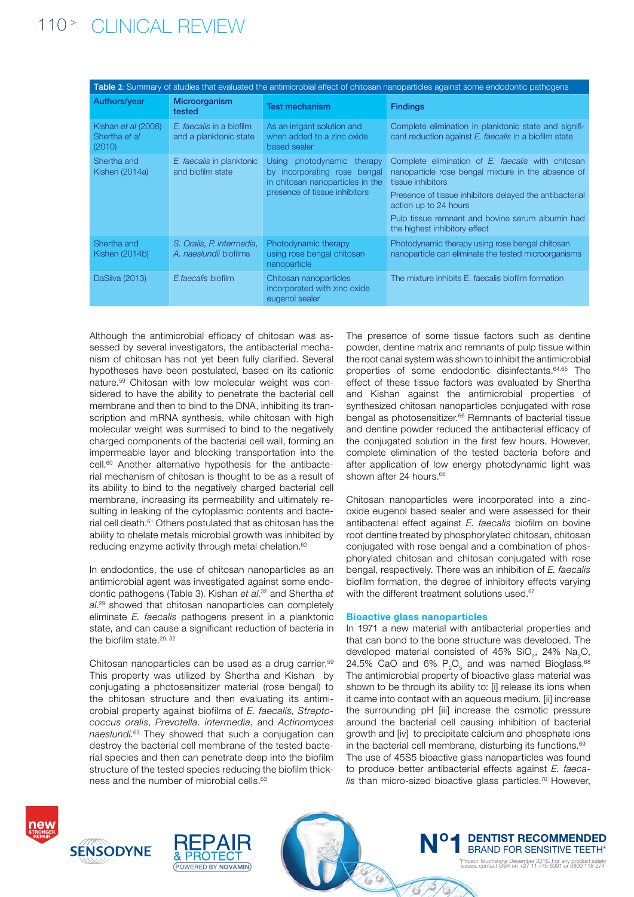**Table 2:** Summary of studies that evaluated the antimicrobial effect of chitosan nanoparticles against some endodontic pathogens

| Authors/year | Microorganism tested | Test mechanism | Findings |
|---|---|---|---|
| Kishan *et al* (2008) Shertha *et al* (2010) | *E. faecalis* in a biofilm and a planktonic state | As an irrigant solution and when added to a zinc oxide based sealer | Complete elimination in planktonic state and significant reduction against *E. faecalis* in a biofilm state |
| Shertha and Kishen (2014a) | *E. faecalis* in planktonic and biofilm state | Using photodynamic therapy by incorporating rose bengal in chitosan nanoparticles in the presence of tissue inhibitors | Complete elimination of *E. faecalis* with chitosan nanoparticle rose bengal mixture in the absence of tissue inhibitors<br>Presence of tissue inhibitors delayed the antibacterial action up to 24 hours<br>Pulp tissue remnant and bovine serum albumin had the highest inhibitory effect |
| Shertha and Kishen (2014b) | *S. Oralis, P. intermedia, A. naeslundii* biofilms | Photodynamic therapy using rose bengal chitosan nanoparticle | Photodynamic therapy using rose bengal chitosan nanoparticle can eliminate the tested microorganisms |
| DaSilva (2013) | *E.faecalis* biofilm | Chitosan nanoparticles incorporated with zinc oxide eugenol sealer | The mixture inhibits E. faecalis biofilm formation |

Although the antimicrobial efficacy of chitosan was assessed by several investigators, the antibacterial mechanism of chitosan has not yet been fully clarified. Several hypotheses have been postulated, based on its cationic nature.[59] Chitosan with low molecular weight was considered to have the ability to penetrate the bacterial cell membrane and then to bind to the DNA, inhibiting its transcription and mRNA synthesis, while chitosan with high molecular weight was surmised to bind to the negatively charged components of the bacterial cell wall, forming an impermeable layer and blocking transportation into the cell.[60] Another alternative hypothesis for the antibacterial mechanism of chitosan is thought to be as a result of its ability to bind to the negatively charged bacterial cell membrane, increasing its permeability and ultimately resulting in leaking of the cytoplasmic contents and bacterial cell death.[61] Others postulated that as chitosan has the ability to chelate metals microbial growth was inhibited by reducing enzyme activity through metal chelation.[62]

In endodontics, the use of chitosan nanoparticles as an antimicrobial agent was investigated against some endodontic pathogens (Table 3). Kishan *et al.*[32] and Shertha *et al.*[29] showed that chitosan nanoparticles can completely eliminate *E. faecalis* pathogens present in a planktonic state, and can cause a significant reduction of bacteria in the biofilm state.[29, 32]

Chitosan nanoparticles can be used as a drug carrier.[59] This property was utilized by Shertha and Kishan by conjugating a photosensitizer material (rose bengal) to the chitosan structure and then evaluating its antimicrobial property against biofilms of *E. faecalis*, *Streptococcus oralis*, *Prevotella. intermedia*, and *Actinomyces naeslundi*.[63] They showed that such a conjugation can destroy the bacterial cell membrane of the tested bacterial species and then can penetrate deep into the biofilm structure of the tested species reducing the biofilm thickness and the number of microbial cells.[63]

The presence of some tissue factors such as dentine powder, dentine matrix and remnants of pulp tissue within the root canal system was shown to inhibit the antimicrobial properties of some endodontic disinfectants.[64,65] The effect of these tissue factors was evaluated by Shertha and Kishan against the antimicrobial properties of synthesized chitosan nanoparticles conjugated with rose bengal as photosensitizer.[66] Remnants of bacterial tissue and dentine powder reduced the antibacterial efficacy of the conjugated solution in the first few hours. However, complete elimination of the tested bacteria before and after application of low energy photodynamic light was shown after 24 hours.[66]

Chitosan nanoparticles were incorporated into a zinc-oxide eugenol based sealer and were assessed for their antibacterial effect against *E. faecalis* biofilm on bovine root dentine treated by phosphorylated chitosan, chitosan conjugated with rose bengal and a combination of phosphorylated chitosan and chitosan conjugated with rose bengal, respectively. There was an inhibition of *E. faecalis* biofilm formation, the degree of inhibitory effects varying with the different treatment solutions used.[67]

### Bioactive glass nanoparticles

In 1971 a new material with antibacterial properties and that can bond to the bone structure was developed. The developed material consisted of 45% $SiO_2$, 24% $Na_2O$, 24.5% CaO and 6% $P_2O_5$ and was named Bioglass.[68] The antimicrobial property of bioactive glass material was shown to be through its ability to: [i] release its ions when it came into contact with an aqueous medium, [ii] increase the surrounding pH [iii] increase the osmotic pressure around the bacterial cell causing inhibition of bacterial growth and [iv] to precipitate calcium and phosphate ions in the bacterial cell membrane, disturbing its functions.[69] The use of 45S5 bioactive glass nanoparticles was found to produce better antibacterial effects against *E. faecalis* than micro-sized bioactive glass particles.[70] However,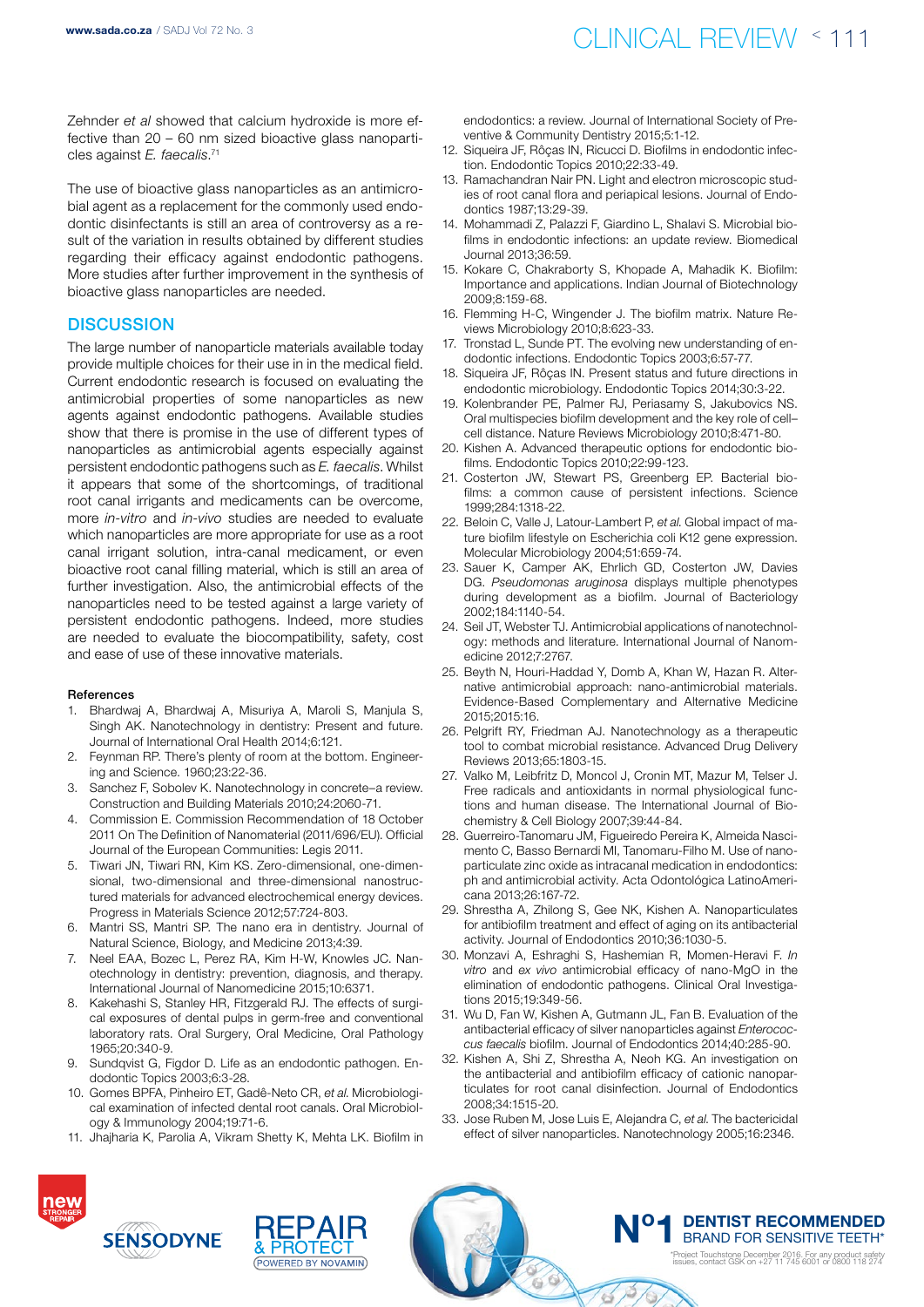Zehnder *et al* showed that calcium hydroxide is more effective than 20 – 60 nm sized bioactive glass nanoparticles against *E. faecalis*.[71]

The use of bioactive glass nanoparticles as an antimicrobial agent as a replacement for the commonly used endodontic disinfectants is still an area of controversy as a result of the variation in results obtained by different studies regarding their efficacy against endodontic pathogens. More studies after further improvement in the synthesis of bioactive glass nanoparticles are needed.

## DISCUSSION

The large number of nanoparticle materials available today provide multiple choices for their use in in the medical field. Current endodontic research is focused on evaluating the antimicrobial properties of some nanoparticles as new agents against endodontic pathogens. Available studies show that there is promise in the use of different types of nanoparticles as antimicrobial agents especially against persistent endodontic pathogens such as *E. faecalis*. Whilst it appears that some of the shortcomings, of traditional root canal irrigants and medicaments can be overcome, more *in-vitro* and *in-vivo* studies are needed to evaluate which nanoparticles are more appropriate for use as a root canal irrigant solution, intra-canal medicament, or even bioactive root canal filling material, which is still an area of further investigation. Also, the antimicrobial effects of the nanoparticles need to be tested against a large variety of persistent endodontic pathogens. Indeed, more studies are needed to evaluate the biocompatibility, safety, cost and ease of use of these innovative materials.

### References

1. Bhardwaj A, Bhardwaj A, Misuriya A, Maroli S, Manjula S, Singh AK. Nanotechnology in dentistry: Present and future. Journal of International Oral Health 2014;6:121.
2. Feynman RP. There's plenty of room at the bottom. Engineering and Science. 1960;23:22-36.
3. Sanchez F, Sobolev K. Nanotechnology in concrete–a review. Construction and Building Materials 2010;24:2060-71.
4. Commission E. Commission Recommendation of 18 October 2011 On The Definition of Nanomaterial (2011/696/EU). Official Journal of the European Communities: Legis 2011.
5. Tiwari JN, Tiwari RN, Kim KS. Zero-dimensional, one-dimensional, two-dimensional and three-dimensional nanostructured materials for advanced electrochemical energy devices. Progress in Materials Science 2012;57:724-803.
6. Mantri SS, Mantri SP. The nano era in dentistry. Journal of Natural Science, Biology, and Medicine 2013;4:39.
7. Neel EAA, Bozec L, Perez RA, Kim H-W, Knowles JC. Nanotechnology in dentistry: prevention, diagnosis, and therapy. International Journal of Nanomedicine 2015;10:6371.
8. Kakehashi S, Stanley HR, Fitzgerald RJ. The effects of surgical exposures of dental pulps in germ-free and conventional laboratory rats. Oral Surgery, Oral Medicine, Oral Pathology 1965;20:340-9.
9. Sundqvist G, Figdor D. Life as an endodontic pathogen. Endodontic Topics 2003;6:3-28.
10. Gomes BPFA, Pinheiro ET, Gadê-Neto CR, *et al.* Microbiological examination of infected dental root canals. Oral Microbiology & Immunology 2004;19:71-6.
11. Jhajharia K, Parolia A, Vikram Shetty K, Mehta LK. Biofilm in endodontics: a review. Journal of International Society of Preventive & Community Dentistry 2015;5:1-12.
12. Siqueira JF, Rôças IN, Ricucci D. Biofilms in endodontic infection. Endodontic Topics 2010;22:33-49.
13. Ramachandran Nair PN. Light and electron microscopic studies of root canal flora and periapical lesions. Journal of Endodontics 1987;13:29-39.
14. Mohammadi Z, Palazzi F, Giardino L, Shalavi S. Microbial biofilms in endodontic infections: an update review. Biomedical Journal 2013;36:59.
15. Kokare C, Chakraborty S, Khopade A, Mahadik K. Biofilm: Importance and applications. Indian Journal of Biotechnology 2009;8:159-68.
16. Flemming H-C, Wingender J. The biofilm matrix. Nature Reviews Microbiology 2010;8:623-33.
17. Tronstad L, Sunde PT. The evolving new understanding of endodontic infections. Endodontic Topics 2003;6:57-77.
18. Siqueira JF, Rôças IN. Present status and future directions in endodontic microbiology. Endodontic Topics 2014;30:3-22.
19. Kolenbrander PE, Palmer RJ, Periasamy S, Jakubovics NS. Oral multispecies biofilm development and the key role of cell–cell distance. Nature Reviews Microbiology 2010;8:471-80.
20. Kishen A. Advanced therapeutic options for endodontic biofilms. Endodontic Topics 2010;22:99-123.
21. Costerton JW, Stewart PS, Greenberg EP. Bacterial biofilms: a common cause of persistent infections. Science 1999;284:1318-22.
22. Beloin C, Valle J, Latour-Lambert P, *et al.* Global impact of mature biofilm lifestyle on Escherichia coli K12 gene expression. Molecular Microbiology 2004;51:659-74.
23. Sauer K, Camper AK, Ehrlich GD, Costerton JW, Davies DG. *Pseudomonas aruginosa* displays multiple phenotypes during development as a biofilm. Journal of Bacteriology 2002;184:1140-54.
24. Seil JT, Webster TJ. Antimicrobial applications of nanotechnology: methods and literature. International Journal of Nanomedicine 2012;7:2767.
25. Beyth N, Houri-Haddad Y, Domb A, Khan W, Hazan R. Alternative antimicrobial approach: nano-antimicrobial materials. Evidence-Based Complementary and Alternative Medicine 2015;2015:16.
26. Pelgrift RY, Friedman AJ. Nanotechnology as a therapeutic tool to combat microbial resistance. Advanced Drug Delivery Reviews 2013;65:1803-15.
27. Valko M, Leibfritz D, Moncol J, Cronin MT, Mazur M, Telser J. Free radicals and antioxidants in normal physiological functions and human disease. The International Journal of Biochemistry & Cell Biology 2007;39:44-84.
28. Guerreiro-Tanomaru JM, Figueiredo Pereira K, Almeida Nascimento C, Basso Bernardi MI, Tanomaru-Filho M. Use of nanoparticulate zinc oxide as intracanal medication in endodontics: ph and antimicrobial activity. Acta Odontológica LatinoAmericana 2013;26:167-72.
29. Shrestha A, Zhilong S, Gee NK, Kishen A. Nanoparticulates for antibiofilm treatment and effect of aging on its antibacterial activity. Journal of Endodontics 2010;36:1030-5.
30. Monzavi A, Eshraghi S, Hashemian R, Momen-Heravi F. *In vitro* and *ex vivo* antimicrobial efficacy of nano-MgO in the elimination of endodontic pathogens. Clinical Oral Investigations 2015;19:349-56.
31. Wu D, Fan W, Kishen A, Gutmann JL, Fan B. Evaluation of the antibacterial efficacy of silver nanoparticles against *Enterococcus faecalis* biofilm. Journal of Endodontics 2014;40:285-90.
32. Kishen A, Shi Z, Shrestha A, Neoh KG. An investigation on the antibacterial and antibiofilm efficacy of cationic nanoparticulates for root canal disinfection. Journal of Endodontics 2008;34:1515-20.
33. Jose Ruben M, Jose Luis E, Alejandra C, *et al.* The bactericidal effect of silver nanoparticles. Nanotechnology 2005;16:2346.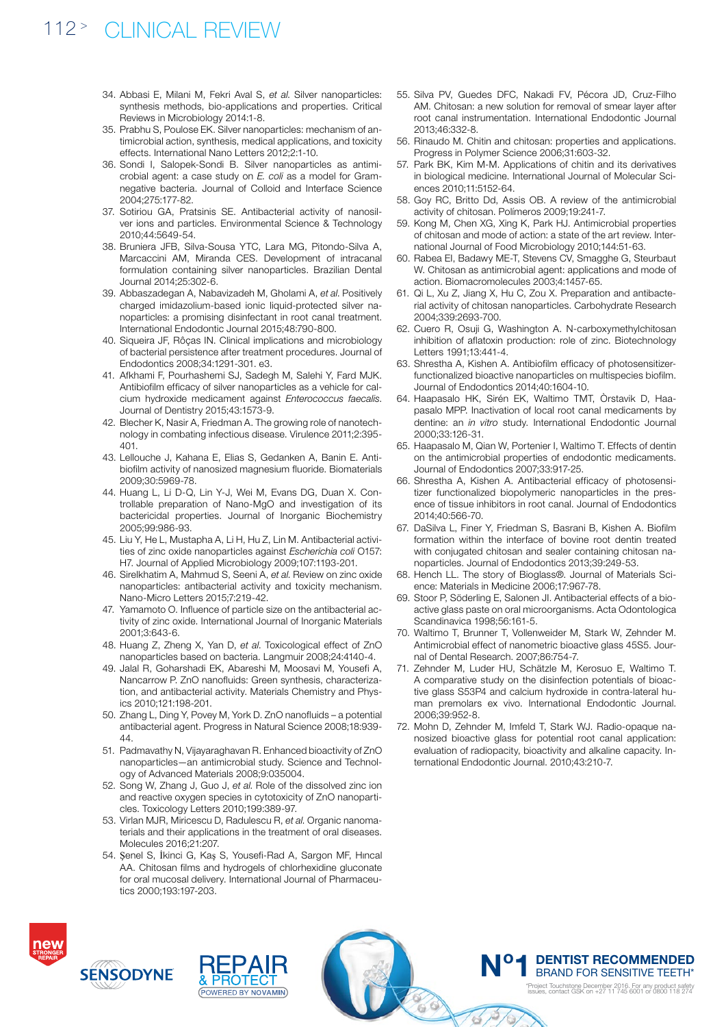34. Abbasi E, Milani M, Fekri Aval S, *et al.* Silver nanoparticles: synthesis methods, bio-applications and properties. Critical Reviews in Microbiology 2014:1-8.
35. Prabhu S, Poulose EK. Silver nanoparticles: mechanism of antimicrobial action, synthesis, medical applications, and toxicity effects. International Nano Letters 2012;2:1-10.
36. Sondi I, Salopek-Sondi B. Silver nanoparticles as antimicrobial agent: a case study on *E. coli* as a model for Gram-negative bacteria. Journal of Colloid and Interface Science 2004;275:177-82.
37. Sotiriou GA, Pratsinis SE. Antibacterial activity of nanosilver ions and particles. Environmental Science & Technology 2010;44:5649-54.
38. Bruniera JFB, Silva-Sousa YTC, Lara MG, Pitondo-Silva A, Marcaccini AM, Miranda CES. Development of intracanal formulation containing silver nanoparticles. Brazilian Dental Journal 2014;25:302-6.
39. Abbaszadegan A, Nabavizadeh M, Gholami A, *et al.* Positively charged imidazolium-based ionic liquid-protected silver nanoparticles: a promising disinfectant in root canal treatment. International Endodontic Journal 2015;48:790-800.
40. Siqueira JF, Rôças IN. Clinical implications and microbiology of bacterial persistence after treatment procedures. Journal of Endodontics 2008;34:1291-301. e3.
41. Afkhami F, Pourhashemi SJ, Sadegh M, Salehi Y, Fard MJK. Antibiofilm efficacy of silver nanoparticles as a vehicle for calcium hydroxide medicament against *Enterococcus faecalis*. Journal of Dentistry 2015;43:1573-9.
42. Blecher K, Nasir A, Friedman A. The growing role of nanotechnology in combating infectious disease. Virulence 2011;2:395-401.
43. Lellouche J, Kahana E, Elias S, Gedanken A, Banin E. Antibiofilm activity of nanosized magnesium fluoride. Biomaterials 2009;30:5969-78.
44. Huang L, Li D-Q, Lin Y-J, Wei M, Evans DG, Duan X. Controllable preparation of Nano-MgO and investigation of its bactericidal properties. Journal of Inorganic Biochemistry 2005;99:986-93.
45. Liu Y, He L, Mustapha A, Li H, Hu Z, Lin M. Antibacterial activities of zinc oxide nanoparticles against *Escherichia coli* O157: H7. Journal of Applied Microbiology 2009;107:1193-201.
46. Sirelkhatim A, Mahmud S, Seeni A, *et al.* Review on zinc oxide nanoparticles: antibacterial activity and toxicity mechanism. Nano-Micro Letters 2015;7:219-42.
47. Yamamoto O. Influence of particle size on the antibacterial activity of zinc oxide. International Journal of Inorganic Materials 2001;3:643-6.
48. Huang Z, Zheng X, Yan D, *et al.* Toxicological effect of ZnO nanoparticles based on bacteria. Langmuir 2008;24:4140-4.
49. Jalal R, Goharshadi EK, Abareshi M, Moosavi M, Yousefi A, Nancarrow P. ZnO nanofluids: Green synthesis, characterization, and antibacterial activity. Materials Chemistry and Physics 2010;121:198-201.
50. Zhang L, Ding Y, Povey M, York D. ZnO nanofluids – a potential antibacterial agent. Progress in Natural Science 2008;18:939-44.
51. Padmavathy N, Vijayaraghavan R. Enhanced bioactivity of ZnO nanoparticles—an antimicrobial study. Science and Technology of Advanced Materials 2008;9:035004.
52. Song W, Zhang J, Guo J, *et al.* Role of the dissolved zinc ion and reactive oxygen species in cytotoxicity of ZnO nanoparticles. Toxicology Letters 2010;199:389-97.
53. Virlan MJR, Miricescu D, Radulescu R, *et al.* Organic nanomaterials and their applications in the treatment of oral diseases. Molecules 2016;21:207.
54. Şenel S, İkinci G, Kaş S, Yousefi-Rad A, Sargon MF, Hıncal AA. Chitosan films and hydrogels of chlorhexidine gluconate for oral mucosal delivery. International Journal of Pharmaceutics 2000;193:197-203.
55. Silva PV, Guedes DFC, Nakadi FV, Pécora JD, Cruz-Filho AM. Chitosan: a new solution for removal of smear layer after root canal instrumentation. International Endodontic Journal 2013;46:332-8.
56. Rinaudo M. Chitin and chitosan: properties and applications. Progress in Polymer Science 2006;31:603-32.
57. Park BK, Kim M-M. Applications of chitin and its derivatives in biological medicine. International Journal of Molecular Sciences 2010;11:5152-64.
58. Goy RC, Britto Dd, Assis OB. A review of the antimicrobial activity of chitosan. Polímeros 2009;19:241-7.
59. Kong M, Chen XG, Xing K, Park HJ. Antimicrobial properties of chitosan and mode of action: a state of the art review. International Journal of Food Microbiology 2010;144:51-63.
60. Rabea EI, Badawy ME-T, Stevens CV, Smagghe G, Steurbaut W. Chitosan as antimicrobial agent: applications and mode of action. Biomacromolecules 2003;4:1457-65.
61. Qi L, Xu Z, Jiang X, Hu C, Zou X. Preparation and antibacterial activity of chitosan nanoparticles. Carbohydrate Research 2004;339:2693-700.
62. Cuero R, Osuji G, Washington A. N-carboxymethylchitosan inhibition of aflatoxin production: role of zinc. Biotechnology Letters 1991;13:441-4.
63. Shrestha A, Kishen A. Antibiofilm efficacy of photosensitizer-functionalized bioactive nanoparticles on multispecies biofilm. Journal of Endodontics 2014;40:1604-10.
64. Haapasalo HK, Sirén EK, Waltimo TMT, Òrstavik D, Haapasalo MPP. Inactivation of local root canal medicaments by dentine: an *in vitro* study. International Endodontic Journal 2000;33:126-31.
65. Haapasalo M, Qian W, Portenier I, Waltimo T. Effects of dentin on the antimicrobial properties of endodontic medicaments. Journal of Endodontics 2007;33:917-25.
66. Shrestha A, Kishen A. Antibacterial efficacy of photosensitizer functionalized biopolymeric nanoparticles in the presence of tissue inhibitors in root canal. Journal of Endodontics 2014;40:566-70.
67. DaSilva L, Finer Y, Friedman S, Basrani B, Kishen A. Biofilm formation within the interface of bovine root dentin treated with conjugated chitosan and sealer containing chitosan nanoparticles. Journal of Endodontics 2013;39:249-53.
68. Hench LL. The story of Bioglass®. Journal of Materials Science: Materials in Medicine 2006;17:967-78.
69. Stoor P, Söderling E, Salonen JI. Antibacterial effects of a bioactive glass paste on oral microorganisms. Acta Odontologica Scandinavica 1998;56:161-5.
70. Waltimo T, Brunner T, Vollenweider M, Stark W, Zehnder M. Antimicrobial effect of nanometric bioactive glass 45S5. Journal of Dental Research. 2007;86:754-7.
71. Zehnder M, Luder HU, Schätzle M, Kerosuo E, Waltimo T. A comparative study on the disinfection potentials of bioactive glass S53P4 and calcium hydroxide in contra-lateral human premolars ex vivo. International Endodontic Journal. 2006;39:952-8.
72. Mohn D, Zehnder M, Imfeld T, Stark WJ. Radio-opaque nanosized bioactive glass for potential root canal application: evaluation of radiopacity, bioactivity and alkaline capacity. International Endodontic Journal. 2010;43:210-7.